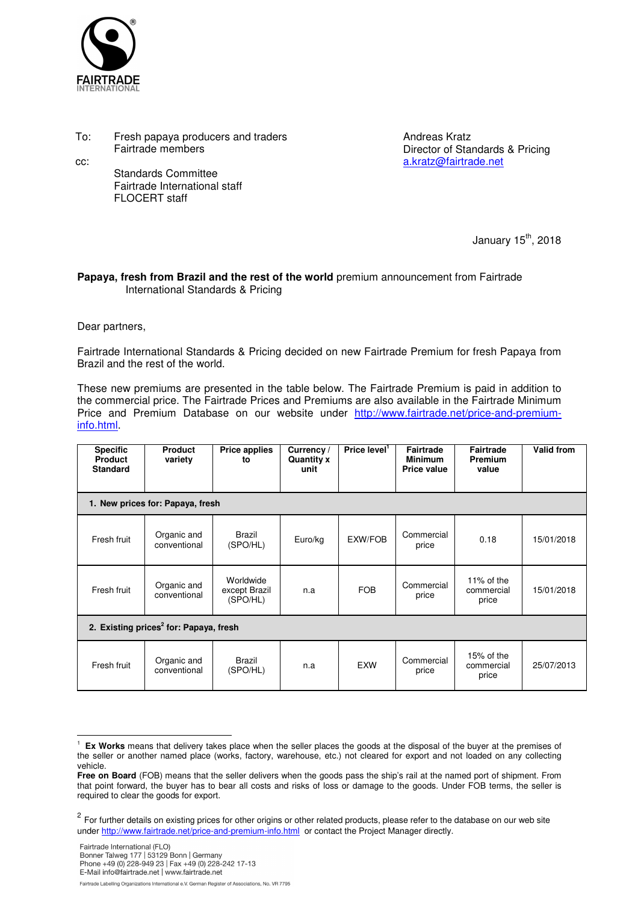FAIRTRADE INTERNATIONAL

To: Fresh papaya producers and traders
Fairtrade members

cc: Standards Committee
Fairtrade International staff
FLOCERT staff

Andreas Kratz
Director of Standards & Pricing
a.kratz@fairtrade.net

January 15th, 2018

**Papaya, fresh from Brazil and the rest of the world** premium announcement from Fairtrade International Standards & Pricing

Dear partners,

Fairtrade International Standards & Pricing decided on new Fairtrade Premium for fresh Papaya from Brazil and the rest of the world.

These new premiums are presented in the table below. The Fairtrade Premium is paid in addition to the commercial price. The Fairtrade Prices and Premiums are also available in the Fairtrade Minimum Price and Premium Database on our website under http://www.fairtrade.net/price-and-premium-info.html.

| Specific Product Standard | Product variety | Price applies to | Currency / Quantity x unit | Price level[1] | Fairtrade Minimum Price value | Fairtrade Premium value | Valid from |
|---|---|---|---|---|---|---|---|
| **1. New prices for: Papaya, fresh** | | | | | | | |
| Fresh fruit | Organic and conventional | Brazil (SPO/HL) | Euro/kg | EXW/FOB | Commercial price | 0.18 | 15/01/2018 |
| Fresh fruit | Organic and conventional | Worldwide except Brazil (SPO/HL) | n.a | FOB | Commercial price | 11% of the commercial price | 15/01/2018 |
| **2. Existing prices[2] for: Papaya, fresh** | | | | | | | |
| Fresh fruit | Organic and conventional | Brazil (SPO/HL) | n.a | EXW | Commercial price | 15% of the commercial price | 25/07/2013 |

[1] **Ex Works** means that delivery takes place when the seller places the goods at the disposal of the buyer at the premises of the seller or another named place (works, factory, warehouse, etc.) not cleared for export and not loaded on any collecting vehicle.
**Free on Board** (FOB) means that the seller delivers when the goods pass the ship's rail at the named port of shipment. From that point forward, the buyer has to bear all costs and risks of loss or damage to the goods. Under FOB terms, the seller is required to clear the goods for export.

[2] For further details on existing prices for other origins or other related products, please refer to the database on our web site under http://www.fairtrade.net/price-and-premium-info.html or contact the Project Manager directly.

Fairtrade International (FLO)
Bonner Talweg 177 | 53129 Bonn | Germany
Phone +49 (0) 228-949 23 | Fax +49 (0) 228-242 17-13
E-Mail info@fairtrade.net | www.fairtrade.net

Fairtrade Labelling Organizations International e.V. German Register of Associations, No. VR 7795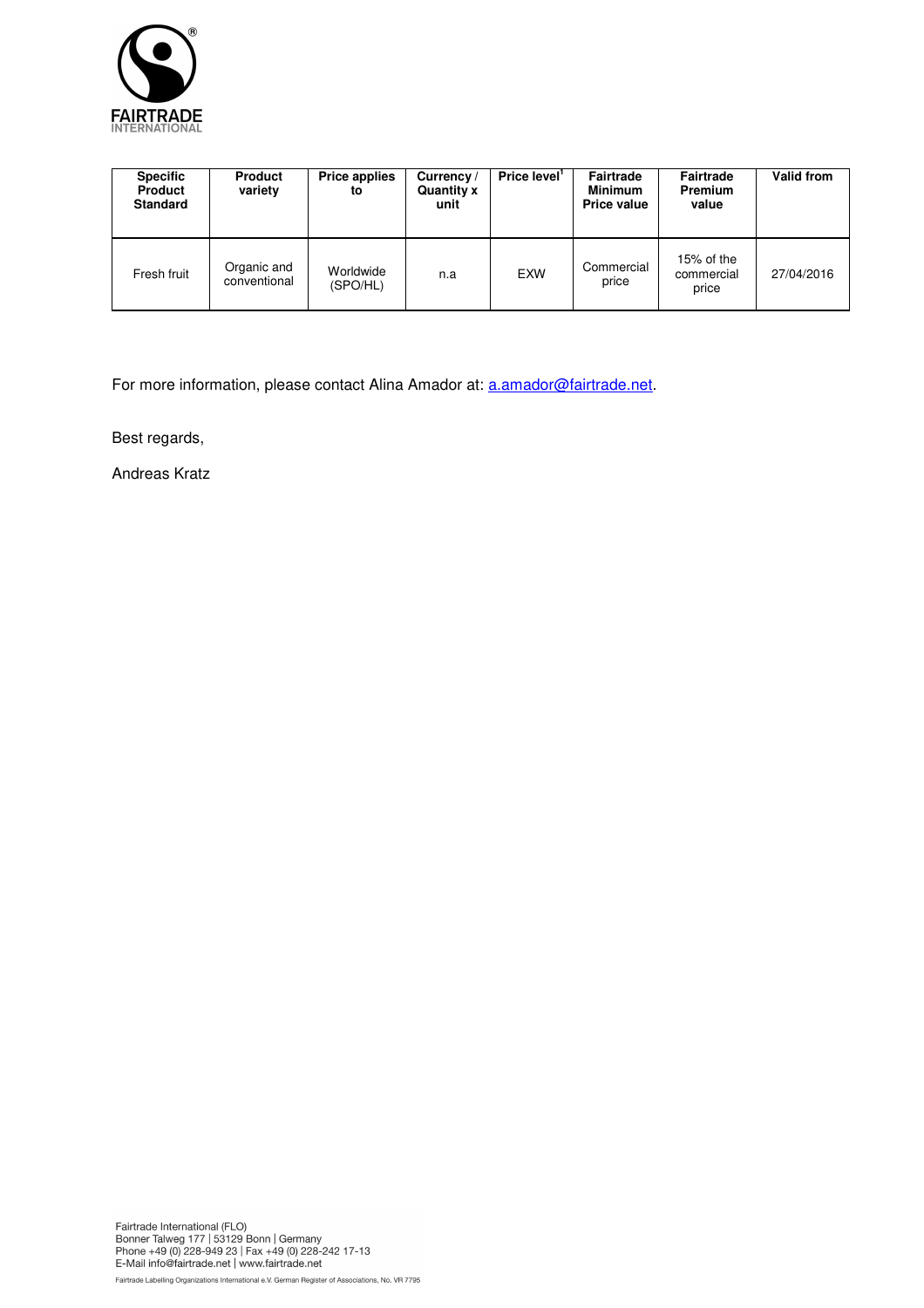| Specific Product Standard | Product variety | Price applies to | Currency / Quantity x unit | Price level[1] | Fairtrade Minimum Price value | Fairtrade Premium value | Valid from |
|---|---|---|---|---|---|---|---|
| Fresh fruit | Organic and conventional | Worldwide (SPO/HL) | n.a | EXW | Commercial price | 15% of the commercial price | 27/04/2016 |

For more information, please contact Alina Amador at: a.amador@fairtrade.net.

Best regards,

Andreas Kratz

Fairtrade International (FLO)
Bonner Talweg 177 | 53129 Bonn | Germany
Phone +49 (0) 228-949 23 | Fax +49 (0) 228-242 17-13
E-Mail info@fairtrade.net | www.fairtrade.net

Fairtrade Labelling Organizations International e.V. German Register of Associations, No. VR 7795